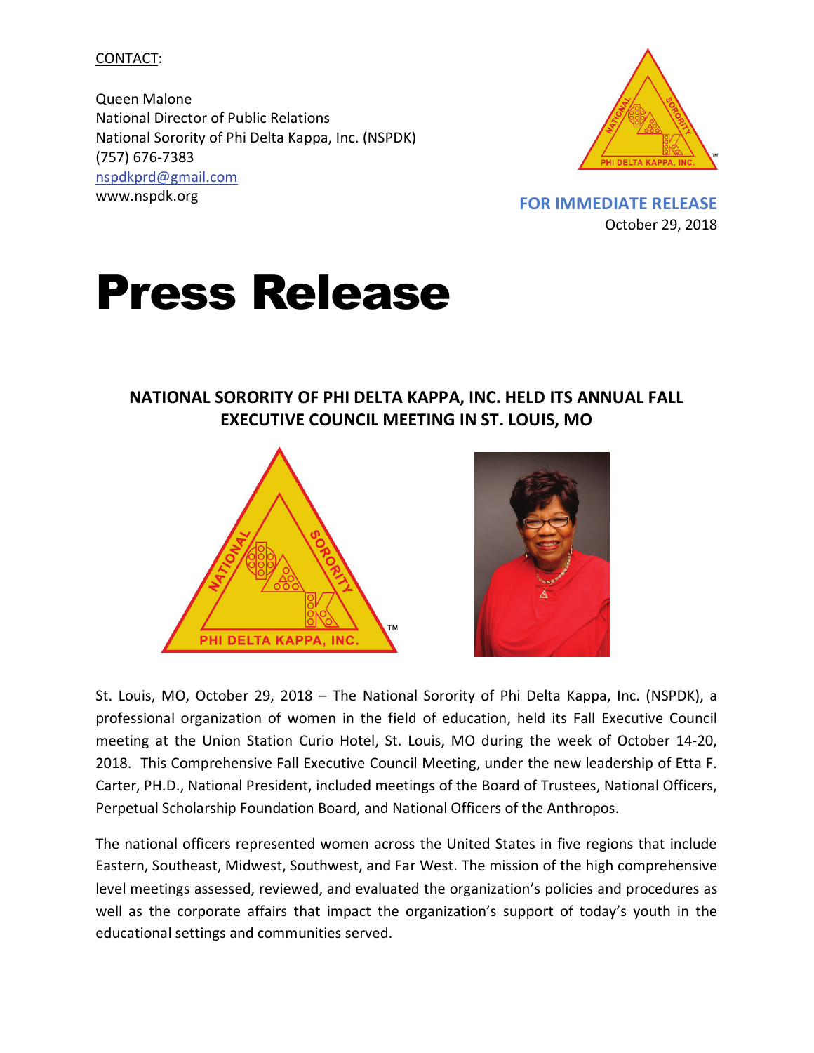CONTACT:

Queen Malone
National Director of Public Relations
National Sorority of Phi Delta Kappa, Inc. (NSPDK)
(757) 676-7383
nspdkprd@gmail.com
www.nspdk.org

**FOR IMMEDIATE RELEASE**
October 29, 2018

# Press Release

## NATIONAL SORORITY OF PHI DELTA KAPPA, INC. HELD ITS ANNUAL FALL EXECUTIVE COUNCIL MEETING IN ST. LOUIS, MO

St. Louis, MO, October 29, 2018 – The National Sorority of Phi Delta Kappa, Inc. (NSPDK), a professional organization of women in the field of education, held its Fall Executive Council meeting at the Union Station Curio Hotel, St. Louis, MO during the week of October 14-20, 2018. This Comprehensive Fall Executive Council Meeting, under the new leadership of Etta F. Carter, PH.D., National President, included meetings of the Board of Trustees, National Officers, Perpetual Scholarship Foundation Board, and National Officers of the Anthropos.

The national officers represented women across the United States in five regions that include Eastern, Southeast, Midwest, Southwest, and Far West. The mission of the high comprehensive level meetings assessed, reviewed, and evaluated the organization's policies and procedures as well as the corporate affairs that impact the organization's support of today's youth in the educational settings and communities served.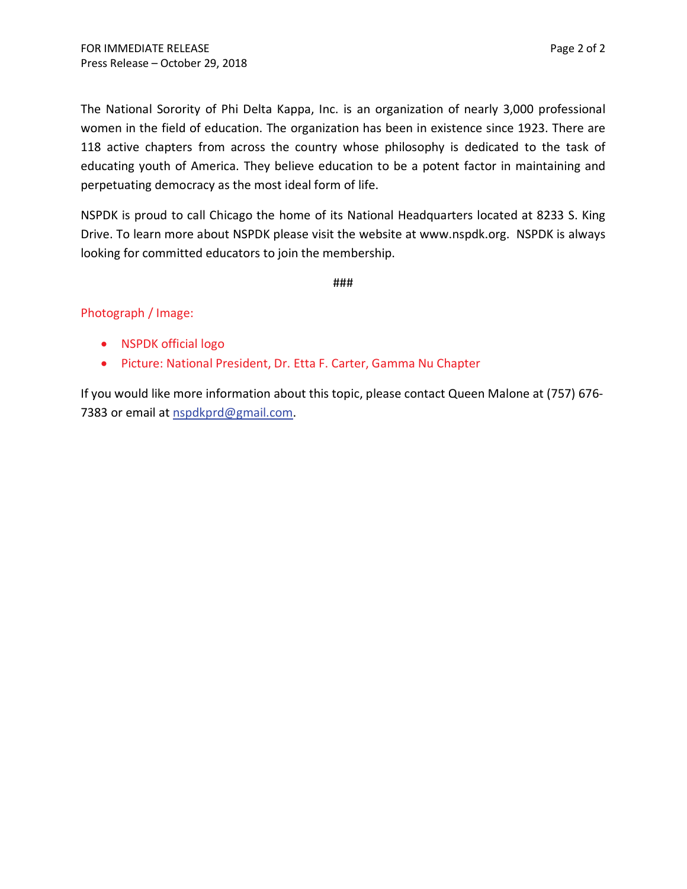The National Sorority of Phi Delta Kappa, Inc. is an organization of nearly 3,000 professional women in the field of education. The organization has been in existence since 1923. There are 118 active chapters from across the country whose philosophy is dedicated to the task of educating youth of America. They believe education to be a potent factor in maintaining and perpetuating democracy as the most ideal form of life.

NSPDK is proud to call Chicago the home of its National Headquarters located at 8233 S. King Drive. To learn more about NSPDK please visit the website at www.nspdk.org. NSPDK is always looking for committed educators to join the membership.

###

Photograph / Image:

- NSPDK official logo
- Picture: National President, Dr. Etta F. Carter, Gamma Nu Chapter

If you would like more information about this topic, please contact Queen Malone at (757) 676-7383 or email at nspdkprd@gmail.com.